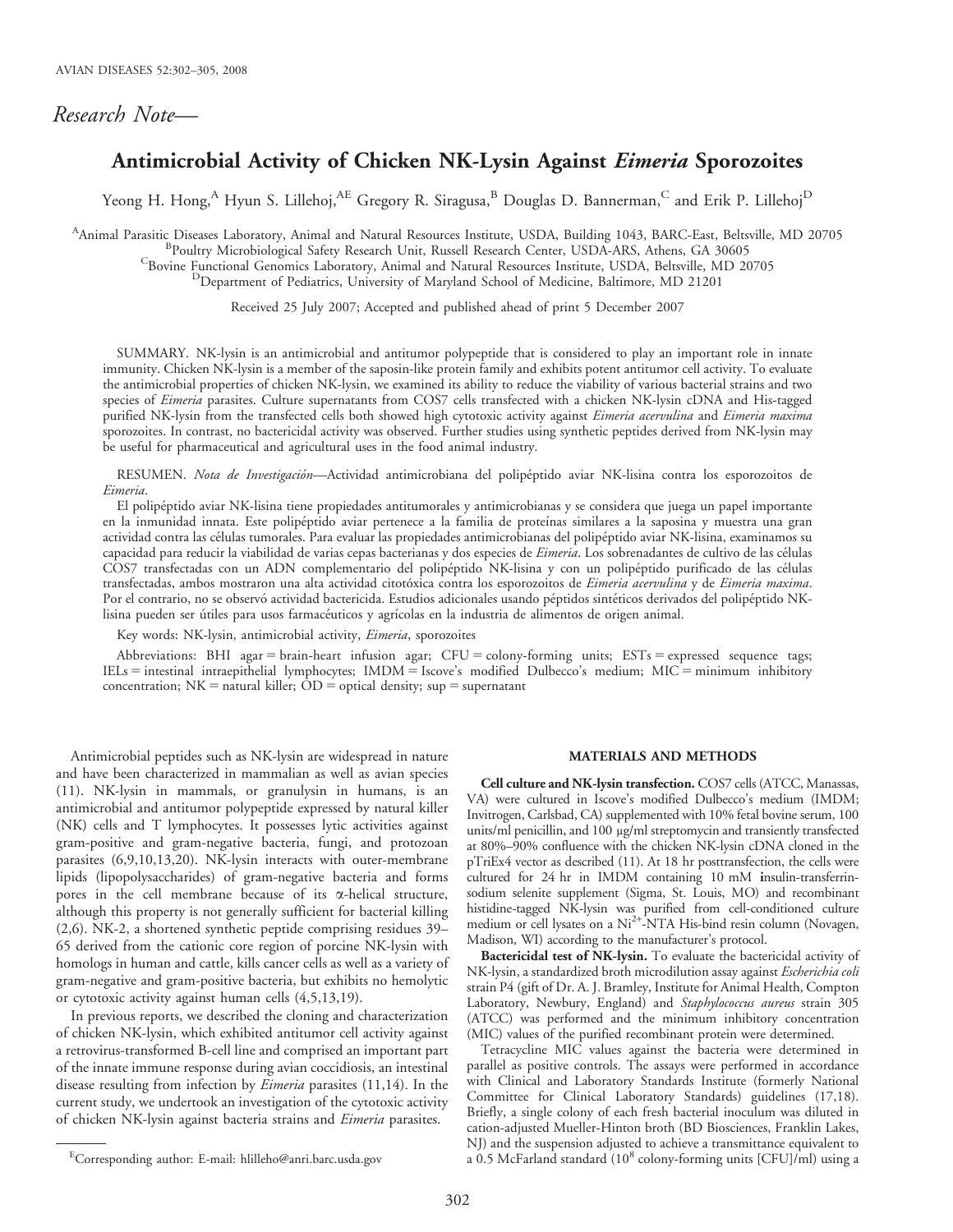*Research Note—*

# Antimicrobial Activity of Chicken NK-Lysin Against *Eimeria* Sporozoites

Yeong H. Hong,[A] Hyun S. Lillehoj,[AE] Gregory R. Siragusa,[B] Douglas D. Bannerman,[C] and Erik P. Lillehoj[D]

[A]Animal Parasitic Diseases Laboratory, Animal and Natural Resources Institute, USDA, Building 1043, BARC-East, Beltsville, MD 20705
[B]Poultry Microbiological Safety Research Unit, Russell Research Center, USDA-ARS, Athens, GA 30605
[C]Bovine Functional Genomics Laboratory, Animal and Natural Resources Institute, USDA, Beltsville, MD 20705
[D]Department of Pediatrics, University of Maryland School of Medicine, Baltimore, MD 21201

Received 25 July 2007; Accepted and published ahead of print 5 December 2007

SUMMARY. NK-lysin is an antimicrobial and antitumor polypeptide that is considered to play an important role in innate immunity. Chicken NK-lysin is a member of the saposin-like protein family and exhibits potent antitumor cell activity. To evaluate the antimicrobial properties of chicken NK-lysin, we examined its ability to reduce the viability of various bacterial strains and two species of *Eimeria* parasites. Culture supernatants from COS7 cells transfected with a chicken NK-lysin cDNA and His-tagged purified NK-lysin from the transfected cells both showed high cytotoxic activity against *Eimeria acervulina* and *Eimeria maxima* sporozoites. In contrast, no bactericidal activity was observed. Further studies using synthetic peptides derived from NK-lysin may be useful for pharmaceutical and agricultural uses in the food animal industry.

RESUMEN. *Nota de Investigación*—Actividad antimicrobiana del polipéptido aviar NK-lisina contra los esporozoitos de *Eimeria*.

El polipéptido aviar NK-lisina tiene propiedades antitumorales y antimicrobianas y se considera que juega un papel importante en la inmunidad innata. Este polipéptido aviar pertenece a la familia de proteínas similares a la saposina y muestra una gran actividad contra las células tumorales. Para evaluar las propiedades antimicrobianas del polipéptido aviar NK-lisina, examinamos su capacidad para reducir la viabilidad de varias cepas bacterianas y dos especies de *Eimeria*. Los sobrenadantes de cultivo de las células COS7 transfectadas con un ADN complementario del polipéptido NK-lisina y con un polipéptido purificado de las células transfectadas, ambos mostraron una alta actividad citotóxica contra los esporozoitos de *Eimeria acervulina* y de *Eimeria maxima*. Por el contrario, no se observó actividad bactericida. Estudios adicionales usando péptidos sintéticos derivados del polipéptido NK-lisina pueden ser útiles para usos farmacéuticos y agrícolas en la industria de alimentos de origen animal.

Key words: NK-lysin, antimicrobial activity, *Eimeria*, sporozoites

Abbreviations: BHI agar = brain-heart infusion agar; CFU = colony-forming units; ESTs = expressed sequence tags; IELs = intestinal intraepithelial lymphocytes; IMDM = Iscove's modified Dulbecco's medium; MIC = minimum inhibitory concentration; NK = natural killer; OD = optical density; sup = supernatant

Antimicrobial peptides such as NK-lysin are widespread in nature and have been characterized in mammalian as well as avian species (11). NK-lysin in mammals, or granulysin in humans, is an antimicrobial and antitumor polypeptide expressed by natural killer (NK) cells and T lymphocytes. It possesses lytic activities against gram-positive and gram-negative bacteria, fungi, and protozoan parasites (6,9,10,13,20). NK-lysin interacts with outer-membrane lipids (lipopolysaccharides) of gram-negative bacteria and forms pores in the cell membrane because of its α-helical structure, although this property is not generally sufficient for bacterial killing (2,6). NK-2, a shortened synthetic peptide comprising residues 39–65 derived from the cationic core region of porcine NK-lysin with homologs in human and cattle, kills cancer cells as well as a variety of gram-negative and gram-positive bacteria, but exhibits no hemolytic or cytotoxic activity against human cells (4,5,13,19).

In previous reports, we described the cloning and characterization of chicken NK-lysin, which exhibited antitumor cell activity against a retrovirus-transformed B-cell line and comprised an important part of the innate immune response during avian coccidiosis, an intestinal disease resulting from infection by *Eimeria* parasites (11,14). In the current study, we undertook an investigation of the cytotoxic activity of chicken NK-lysin against bacteria strains and *Eimeria* parasites.

[E]Corresponding author: E-mail: hlilleho@anri.barc.usda.gov

## MATERIALS AND METHODS

**Cell culture and NK-lysin transfection.** COS7 cells (ATCC, Manassas, VA) were cultured in Iscove's modified Dulbecco's medium (IMDM; Invitrogen, Carlsbad, CA) supplemented with 10% fetal bovine serum, 100 units/ml penicillin, and 100 μg/ml streptomycin and transiently transfected at 80%–90% confluence with the chicken NK-lysin cDNA cloned in the pTriEx4 vector as described (11). At 18 hr posttransfection, the cells were cultured for 24 hr in IMDM containing 10 mM insulin-transferrin-sodium selenite supplement (Sigma, St. Louis, MO) and recombinant histidine-tagged NK-lysin was purified from cell-conditioned culture medium or cell lysates on a $Ni^{2+}$-NTA His-bind resin column (Novagen, Madison, WI) according to the manufacturer's protocol.

**Bactericidal test of NK-lysin.** To evaluate the bactericidal activity of NK-lysin, a standardized broth microdilution assay against *Escherichia coli* strain P4 (gift of Dr. A. J. Bramley, Institute for Animal Health, Compton Laboratory, Newbury, England) and *Staphylococcus aureus* strain 305 (ATCC) was performed and the minimum inhibitory concentration (MIC) values of the purified recombinant protein were determined.

Tetracycline MIC values against the bacteria were determined in parallel as positive controls. The assays were performed in accordance with Clinical and Laboratory Standards Institute (formerly National Committee for Clinical Laboratory Standards) guidelines (17,18). Briefly, a single colony of each fresh bacterial inoculum was diluted in cation-adjusted Mueller-Hinton broth (BD Biosciences, Franklin Lakes, NJ) and the suspension adjusted to achieve a transmittance equivalent to a 0.5 McFarland standard ($10^8$ colony-forming units [CFU]/ml) using a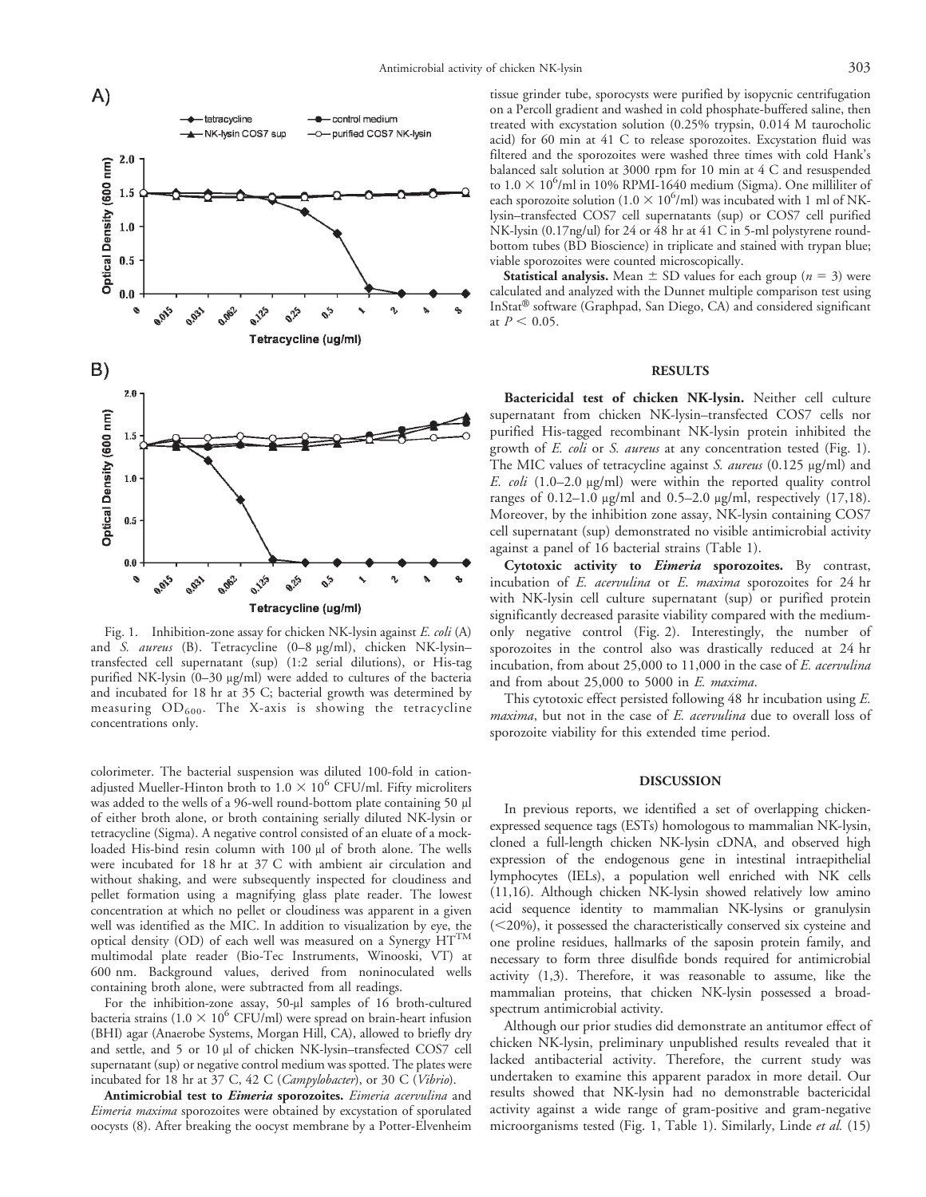Fig. 1. Inhibition-zone assay for chicken NK-lysin against *E. coli* (A) and *S. aureus* (B). Tetracycline (0–8 μg/ml), chicken NK-lysin–transfected cell supernatant (sup) (1:2 serial dilutions), or His-tag purified NK-lysin (0–30 μg/ml) were added to cultures of the bacteria and incubated for 18 hr at 35 C; bacterial growth was determined by measuring $OD_{600}$. The X-axis is showing the tetracycline concentrations only.

colorimeter. The bacterial suspension was diluted 100-fold in cation-adjusted Mueller-Hinton broth to $1.0 \times 10^6$ CFU/ml. Fifty microliters was added to the wells of a 96-well round-bottom plate containing 50 μl of either broth alone, or broth containing serially diluted NK-lysin or tetracycline (Sigma). A negative control consisted of an eluate of a mock-loaded His-bind resin column with 100 μl of broth alone. The wells were incubated for 18 hr at 37 C with ambient air circulation and without shaking, and were subsequently inspected for cloudiness and pellet formation using a magnifying glass plate reader. The lowest concentration at which no pellet or cloudiness was apparent in a given well was identified as the MIC. In addition to visualization by eye, the optical density (OD) of each well was measured on a Synergy HT™ multimodal plate reader (Bio-Tec Instruments, Winooski, VT) at 600 nm. Background values, derived from noninoculated wells containing broth alone, were subtracted from all readings.

For the inhibition-zone assay, 50-μl samples of 16 broth-cultured bacteria strains ($1.0 \times 10^6$ CFU/ml) were spread on brain-heart infusion (BHI) agar (Anaerobe Systems, Morgan Hill, CA), allowed to briefly dry and settle, and 5 or 10 μl of chicken NK-lysin–transfected COS7 cell supernatant (sup) or negative control medium was spotted. The plates were incubated for 18 hr at 37 C, 42 C (*Campylobacter*), or 30 C (*Vibrio*).

**Antimicrobial test to *Eimeria* sporozoites.** *Eimeria acervulina* and *Eimeria maxima* sporozoites were obtained by excystation of sporulated oocysts (8). After breaking the oocyst membrane by a Potter-Elvenheim tissue grinder tube, sporocysts were purified by isopycnic centrifugation on a Percoll gradient and washed in cold phosphate-buffered saline, then treated with excystation solution (0.25% trypsin, 0.014 M taurocholic acid) for 60 min at 41 C to release sporozoites. Excystation fluid was filtered and the sporozoites were washed three times with cold Hank's balanced salt solution at 3000 rpm for 10 min at 4 C and resuspended to $1.0 \times 10^6$/ml in 10% RPMI-1640 medium (Sigma). One milliliter of each sporozoite solution ($1.0 \times 10^6$/ml) was incubated with 1 ml of NK-lysin–transfected COS7 cell supernatants (sup) or COS7 cell purified NK-lysin (0.17ng/ul) for 24 or 48 hr at 41 C in 5-ml polystyrene round-bottom tubes (BD Bioscience) in triplicate and stained with trypan blue; viable sporozoites were counted microscopically.

**Statistical analysis.** Mean ± SD values for each group ($n = 3$) were calculated and analyzed with the Dunnet multiple comparison test using InStat® software (Graphpad, San Diego, CA) and considered significant at $P < 0.05$.

## RESULTS

**Bactericidal test of chicken NK-lysin.** Neither cell culture supernatant from chicken NK-lysin–transfected COS7 cells nor purified His-tagged recombinant NK-lysin protein inhibited the growth of *E. coli* or *S. aureus* at any concentration tested (Fig. 1). The MIC values of tetracycline against *S. aureus* (0.125 μg/ml) and *E. coli* (1.0–2.0 μg/ml) were within the reported quality control ranges of 0.12–1.0 μg/ml and 0.5–2.0 μg/ml, respectively (17,18). Moreover, by the inhibition zone assay, NK-lysin containing COS7 cell supernatant (sup) demonstrated no visible antimicrobial activity against a panel of 16 bacterial strains (Table 1).

**Cytotoxic activity to *Eimeria* sporozoites.** By contrast, incubation of *E. acervulina* or *E. maxima* sporozoites for 24 hr with NK-lysin cell culture supernatant (sup) or purified protein significantly decreased parasite viability compared with the medium-only negative control (Fig. 2). Interestingly, the number of sporozoites in the control also was drastically reduced at 24 hr incubation, from about 25,000 to 11,000 in the case of *E. acervulina* and from about 25,000 to 5000 in *E. maxima*.

This cytotoxic effect persisted following 48 hr incubation using *E. maxima*, but not in the case of *E. acervulina* due to overall loss of sporozoite viability for this extended time period.

## DISCUSSION

In previous reports, we identified a set of overlapping chicken-expressed sequence tags (ESTs) homologous to mammalian NK-lysin, cloned a full-length chicken NK-lysin cDNA, and observed high expression of the endogenous gene in intestinal intraepithelial lymphocytes (IELs), a population well enriched with NK cells (11,16). Although chicken NK-lysin showed relatively low amino acid sequence identity to mammalian NK-lysins or granulysin (<20%), it possessed the characteristically conserved six cysteine and one proline residues, hallmarks of the saposin protein family, and necessary to form three disulfide bonds required for antimicrobial activity (1,3). Therefore, it was reasonable to assume, like the mammalian proteins, that chicken NK-lysin possessed a broad-spectrum antimicrobial activity.

Although our prior studies did demonstrate an antitumor effect of chicken NK-lysin, preliminary unpublished results revealed that it lacked antibacterial activity. Therefore, the current study was undertaken to examine this apparent paradox in more detail. Our results showed that NK-lysin had no demonstrable bactericidal activity against a wide range of gram-positive and gram-negative microorganisms tested (Fig. 1, Table 1). Similarly, Linde *et al.* (15)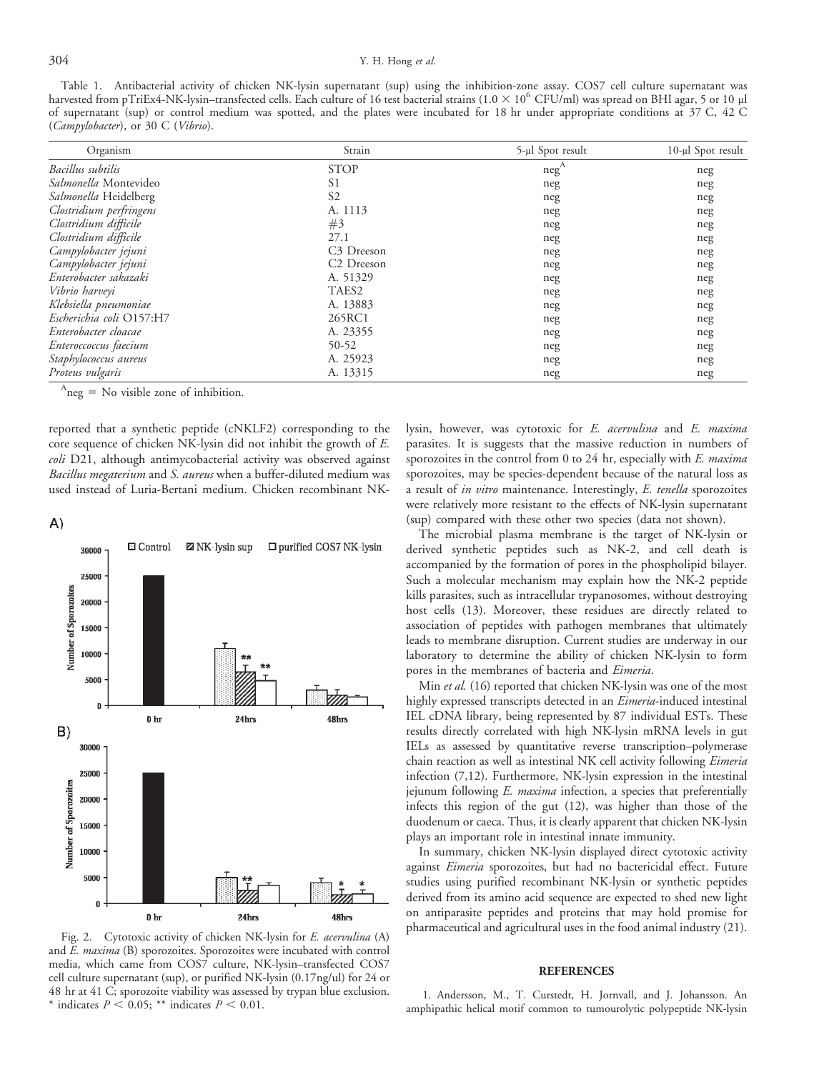Table 1. Antibacterial activity of chicken NK-lysin supernatant (sup) using the inhibition-zone assay. COS7 cell culture supernatant was harvested from pTriEx4-NK-lysin–transfected cells. Each culture of 16 test bacterial strains ($1.0 \times 10^6$ CFU/ml) was spread on BHI agar, 5 or 10 µl of supernatant (sup) or control medium was spotted, and the plates were incubated for 18 hr under appropriate conditions at 37 C, 42 C (*Campylobacter*), or 30 C (*Vibrio*).

| Organism | Strain | 5-µl Spot result | 10-µl Spot result |
|---|---|---|---|
| *Bacillus subtilis* | STOP | neg[A] | neg |
| *Salmonella* Montevideo | S1 | neg | neg |
| *Salmonella* Heidelberg | S2 | neg | neg |
| *Clostridium perfringens* | A. 1113 | neg | neg |
| *Clostridium difficile* | #3 | neg | neg |
| *Clostridium difficile* | 27.1 | neg | neg |
| *Campylobacter jejuni* | C3 Dreeson | neg | neg |
| *Campylobacter jejuni* | C2 Dreeson | neg | neg |
| *Enterobacter sakazaki* | A. 51329 | neg | neg |
| *Vibrio harveyi* | TAES2 | neg | neg |
| *Klebsiella pneumoniae* | A. 13883 | neg | neg |
| *Escherichia coli* O157:H7 | 265RC1 | neg | neg |
| *Enterobacter cloacae* | A. 23355 | neg | neg |
| *Enteroccoccus faecium* | 50-52 | neg | neg |
| *Staphylococcus aureus* | A. 25923 | neg | neg |
| *Proteus vulgaris* | A. 13315 | neg | neg |

[A]neg = No visible zone of inhibition.

reported that a synthetic peptide (cNKLF2) corresponding to the core sequence of chicken NK-lysin did not inhibit the growth of *E. coli* D21, although antimycobacterial activity was observed against *Bacillus megaterium* and *S. aureus* when a buffer-diluted medium was used instead of Luria-Bertani medium. Chicken recombinant NK-lysin, however, was cytotoxic for *E. acervulina* and *E. maxima* parasites. It is suggests that the massive reduction in numbers of sporozoites in the control from 0 to 24 hr, especially with *E. maxima* sporozoites, may be species-dependent because of the natural loss as a result of *in vitro* maintenance. Interestingly, *E. tenella* sporozoites were relatively more resistant to the effects of NK-lysin supernatant (sup) compared with these other two species (data not shown).

Fig. 2. Cytotoxic activity of chicken NK-lysin for *E. acervulina* (A) and *E. maxima* (B) sporozoites. Sporozoites were incubated with control media, which came from COS7 culture, NK-lysin–transfected COS7 cell culture supernatant (sup), or purified NK-lysin (0.17ng/ul) for 24 or 48 hr at 41 C; sporozoite viability was assessed by trypan blue exclusion. * indicates $P < 0.05$; ** indicates $P < 0.01$.

The microbial plasma membrane is the target of NK-lysin or derived synthetic peptides such as NK-2, and cell death is accompanied by the formation of pores in the phospholipid bilayer. Such a molecular mechanism may explain how the NK-2 peptide kills parasites, such as intracellular trypanosomes, without destroying host cells (13). Moreover, these residues are directly related to association of peptides with pathogen membranes that ultimately leads to membrane disruption. Current studies are underway in our laboratory to determine the ability of chicken NK-lysin to form pores in the membranes of bacteria and *Eimeria*.

Min *et al.* (16) reported that chicken NK-lysin was one of the most highly expressed transcripts detected in an *Eimeria*-induced intestinal IEL cDNA library, being represented by 87 individual ESTs. These results directly correlated with high NK-lysin mRNA levels in gut IELs as assessed by quantitative reverse transcription–polymerase chain reaction as well as intestinal NK cell activity following *Eimeria* infection (7,12). Furthermore, NK-lysin expression in the intestinal jejunum following *E. maxima* infection, a species that preferentially infects this region of the gut (12), was higher than those of the duodenum or caeca. Thus, it is clearly apparent that chicken NK-lysin plays an important role in intestinal innate immunity.

In summary, chicken NK-lysin displayed direct cytotoxic activity against *Eimeria* sporozoites, but had no bactericidal effect. Future studies using purified recombinant NK-lysin or synthetic peptides derived from its amino acid sequence are expected to shed new light on antiparasite peptides and proteins that may hold promise for pharmaceutical and agricultural uses in the food animal industry (21).

## REFERENCES

1. Andersson, M., T. Curstedt, H. Jornvall, and J. Johansson. An amphipathic helical motif common to tumourolytic polypeptide NK-lysin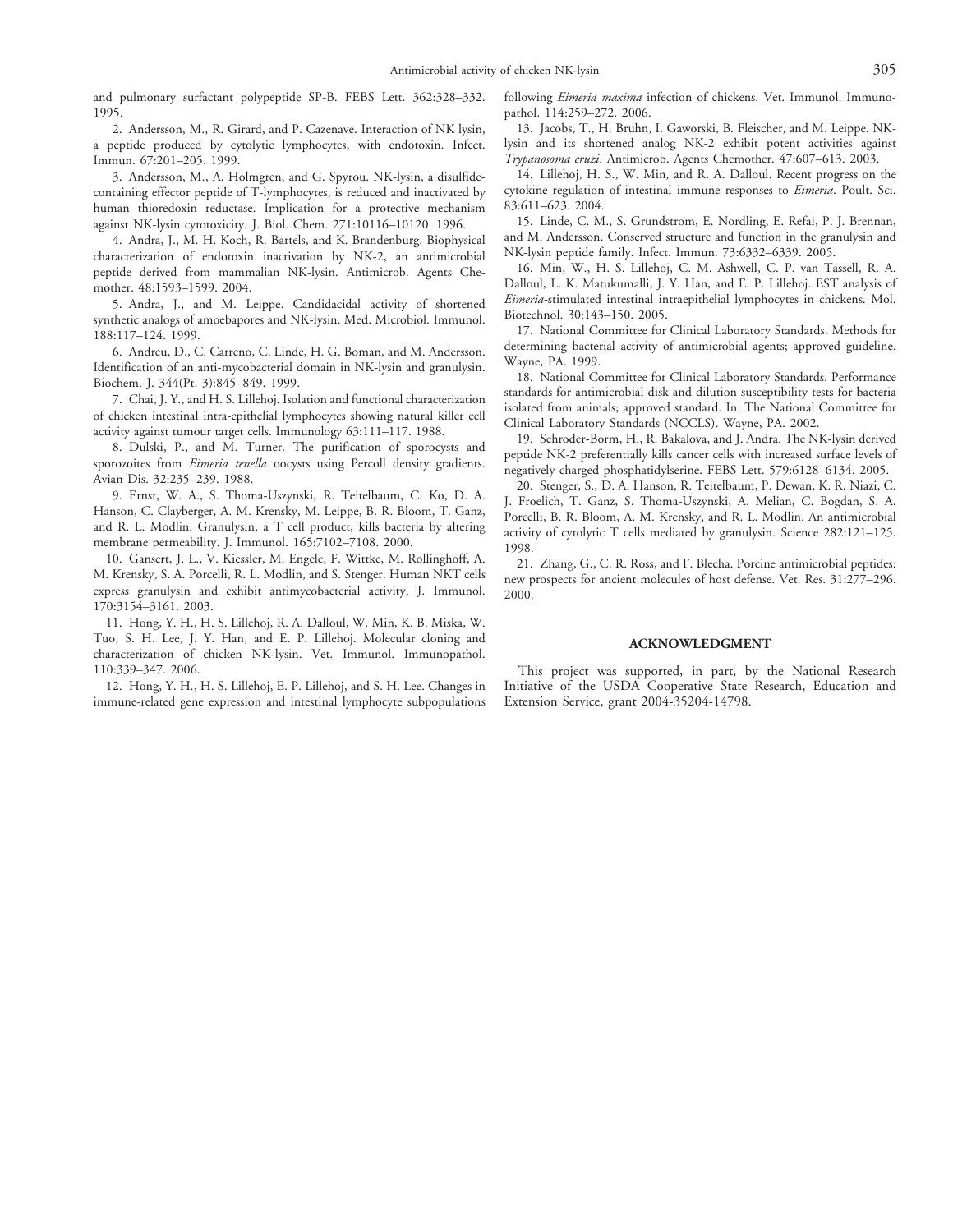and pulmonary surfactant polypeptide SP-B. FEBS Lett. 362:328–332. 1995.

2. Andersson, M., R. Girard, and P. Cazenave. Interaction of NK lysin, a peptide produced by cytolytic lymphocytes, with endotoxin. Infect. Immun. 67:201–205. 1999.

3. Andersson, M., A. Holmgren, and G. Spyrou. NK-lysin, a disulfide-containing effector peptide of T-lymphocytes, is reduced and inactivated by human thioredoxin reductase. Implication for a protective mechanism against NK-lysin cytotoxicity. J. Biol. Chem. 271:10116–10120. 1996.

4. Andra, J., M. H. Koch, R. Bartels, and K. Brandenburg. Biophysical characterization of endotoxin inactivation by NK-2, an antimicrobial peptide derived from mammalian NK-lysin. Antimicrob. Agents Chemother. 48:1593–1599. 2004.

5. Andra, J., and M. Leippe. Candidacidal activity of shortened synthetic analogs of amoebapores and NK-lysin. Med. Microbiol. Immunol. 188:117–124. 1999.

6. Andreu, D., C. Carreno, C. Linde, H. G. Boman, and M. Andersson. Identification of an anti-mycobacterial domain in NK-lysin and granulysin. Biochem. J. 344(Pt. 3):845–849. 1999.

7. Chai, J. Y., and H. S. Lillehoj. Isolation and functional characterization of chicken intestinal intra-epithelial lymphocytes showing natural killer cell activity against tumour target cells. Immunology 63:111–117. 1988.

8. Dulski, P., and M. Turner. The purification of sporocysts and sporozoites from *Eimeria tenella* oocysts using Percoll density gradients. Avian Dis. 32:235–239. 1988.

9. Ernst, W. A., S. Thoma-Uszynski, R. Teitelbaum, C. Ko, D. A. Hanson, C. Clayberger, A. M. Krensky, M. Leippe, B. R. Bloom, T. Ganz, and R. L. Modlin. Granulysin, a T cell product, kills bacteria by altering membrane permeability. J. Immunol. 165:7102–7108. 2000.

10. Gansert, J. L., V. Kiessler, M. Engele, F. Wittke, M. Rollinghoff, A. M. Krensky, S. A. Porcelli, R. L. Modlin, and S. Stenger. Human NKT cells express granulysin and exhibit antimycobacterial activity. J. Immunol. 170:3154–3161. 2003.

11. Hong, Y. H., H. S. Lillehoj, R. A. Dalloul, W. Min, K. B. Miska, W. Tuo, S. H. Lee, J. Y. Han, and E. P. Lillehoj. Molecular cloning and characterization of chicken NK-lysin. Vet. Immunol. Immunopathol. 110:339–347. 2006.

12. Hong, Y. H., H. S. Lillehoj, E. P. Lillehoj, and S. H. Lee. Changes in immune-related gene expression and intestinal lymphocyte subpopulations following *Eimeria maxima* infection of chickens. Vet. Immunol. Immunopathol. 114:259–272. 2006.

13. Jacobs, T., H. Bruhn, I. Gaworski, B. Fleischer, and M. Leippe. NK-lysin and its shortened analog NK-2 exhibit potent activities against *Trypanosoma cruzi*. Antimicrob. Agents Chemother. 47:607–613. 2003.

14. Lillehoj, H. S., W. Min, and R. A. Dalloul. Recent progress on the cytokine regulation of intestinal immune responses to *Eimeria*. Poult. Sci. 83:611–623. 2004.

15. Linde, C. M., S. Grundstrom, E. Nordling, E. Refai, P. J. Brennan, and M. Andersson. Conserved structure and function in the granulysin and NK-lysin peptide family. Infect. Immun. 73:6332–6339. 2005.

16. Min, W., H. S. Lillehoj, C. M. Ashwell, C. P. van Tassell, R. A. Dalloul, L. K. Matukumalli, J. Y. Han, and E. P. Lillehoj. EST analysis of *Eimeria*-stimulated intestinal intraepithelial lymphocytes in chickens. Mol. Biotechnol. 30:143–150. 2005.

17. National Committee for Clinical Laboratory Standards. Methods for determining bacterial activity of antimicrobial agents; approved guideline. Wayne, PA. 1999.

18. National Committee for Clinical Laboratory Standards. Performance standards for antimicrobial disk and dilution susceptibility tests for bacteria isolated from animals; approved standard. In: The National Committee for Clinical Laboratory Standards (NCCLS). Wayne, PA. 2002.

19. Schroder-Borm, H., R. Bakalova, and J. Andra. The NK-lysin derived peptide NK-2 preferentially kills cancer cells with increased surface levels of negatively charged phosphatidylserine. FEBS Lett. 579:6128–6134. 2005.

20. Stenger, S., D. A. Hanson, R. Teitelbaum, P. Dewan, K. R. Niazi, C. J. Froelich, T. Ganz, S. Thoma-Uszynski, A. Melian, C. Bogdan, S. A. Porcelli, B. R. Bloom, A. M. Krensky, and R. L. Modlin. An antimicrobial activity of cytolytic T cells mediated by granulysin. Science 282:121–125. 1998.

21. Zhang, G., C. R. Ross, and F. Blecha. Porcine antimicrobial peptides: new prospects for ancient molecules of host defense. Vet. Res. 31:277–296. 2000.

## ACKNOWLEDGMENT

This project was supported, in part, by the National Research Initiative of the USDA Cooperative State Research, Education and Extension Service, grant 2004-35204-14798.